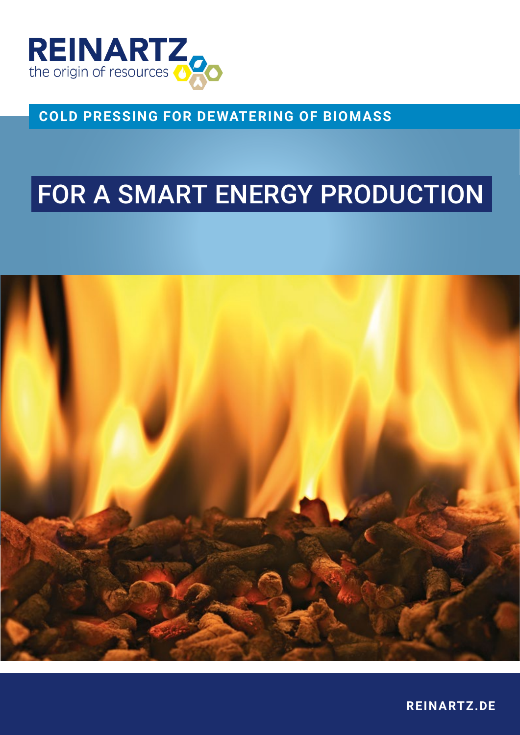REINARTZ

the origin of resources

**COLD PRESSING FOR DEWATERING OF BIOMASS**

# FOR A SMART ENERGY PRODUCTION

**REINARTZ.DE**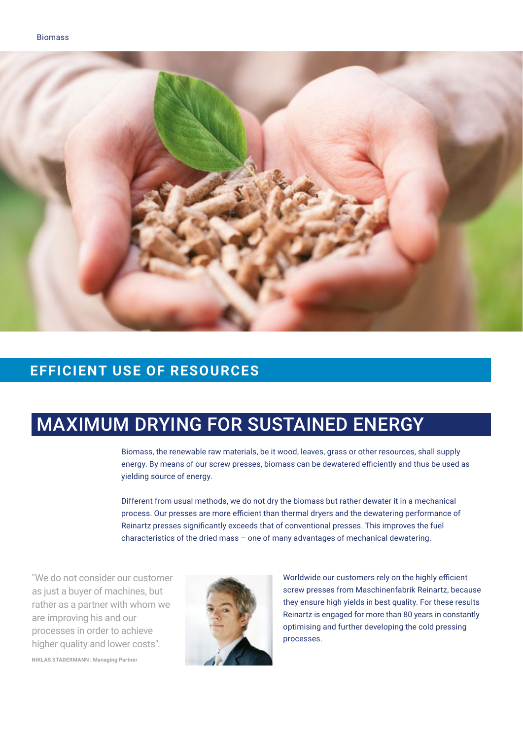## EFFICIENT USE OF RESOURCES

# MAXIMUM DRYING FOR SUSTAINED ENERGY

Biomass, the renewable raw materials, be it wood, leaves, grass or other resources, shall supply energy. By means of our screw presses, biomass can be dewatered efficiently and thus be used as yielding source of energy.

Different from usual methods, we do not dry the biomass but rather dewater it in a mechanical process. Our presses are more efficient than thermal dryers and the dewatering performance of Reinartz presses significantly exceeds that of conventional presses. This improves the fuel characteristics of the dried mass – one of many advantages of mechanical dewatering.

"We do not consider our customer as just a buyer of machines, but rather as a partner with whom we are improving his and our processes in order to achieve higher quality and lower costs".

**NIKLAS STADERMANN | Managing Partner**

Worldwide our customers rely on the highly efficient screw presses from Maschinenfabrik Reinartz, because they ensure high yields in best quality. For these results Reinartz is engaged for more than 80 years in constantly optimising and further developing the cold pressing processes.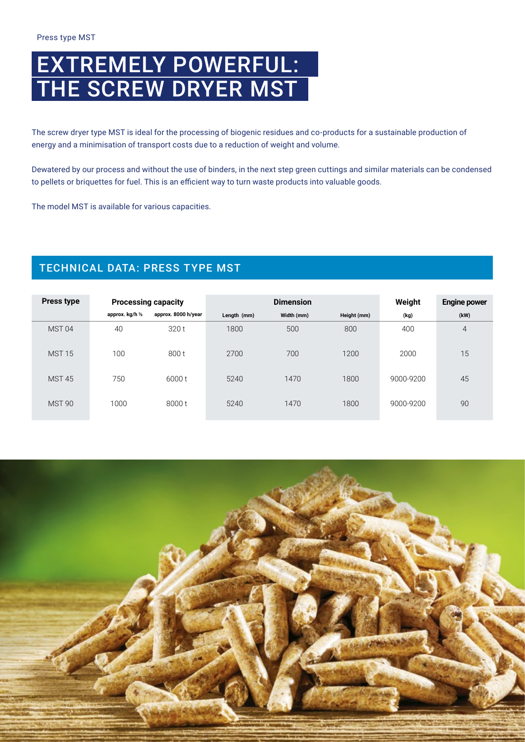Press type MST

# EXTREMELY POWERFUL: THE SCREW DRYER MST

The screw dryer type MST is ideal for the processing of biogenic residues and co-products for a sustainable production of energy and a minimisation of transport costs due to a reduction of weight and volume.

Dewatered by our process and without the use of binders, in the next step green cuttings and similar materials can be condensed to pellets or briquettes for fuel. This is an efficient way to turn waste products into valuable goods.

The model MST is available for various capacities.

## TECHNICAL DATA: PRESS TYPE MST

| Press type | Processing capacity | | Dimension | | | Weight | Engine power |
|---|---|---|---|---|---|---|---|
| | approx. kg/h ½ | approx. 8000 h/year | Length (mm) | Width (mm) | Height (mm) | (kg) | (kW) |
| MST 04 | 40 | 320 t | 1800 | 500 | 800 | 400 | 4 |
| MST 15 | 100 | 800 t | 2700 | 700 | 1200 | 2000 | 15 |
| MST 45 | 750 | 6000 t | 5240 | 1470 | 1800 | 9000-9200 | 45 |
| MST 90 | 1000 | 8000 t | 5240 | 1470 | 1800 | 9000-9200 | 90 |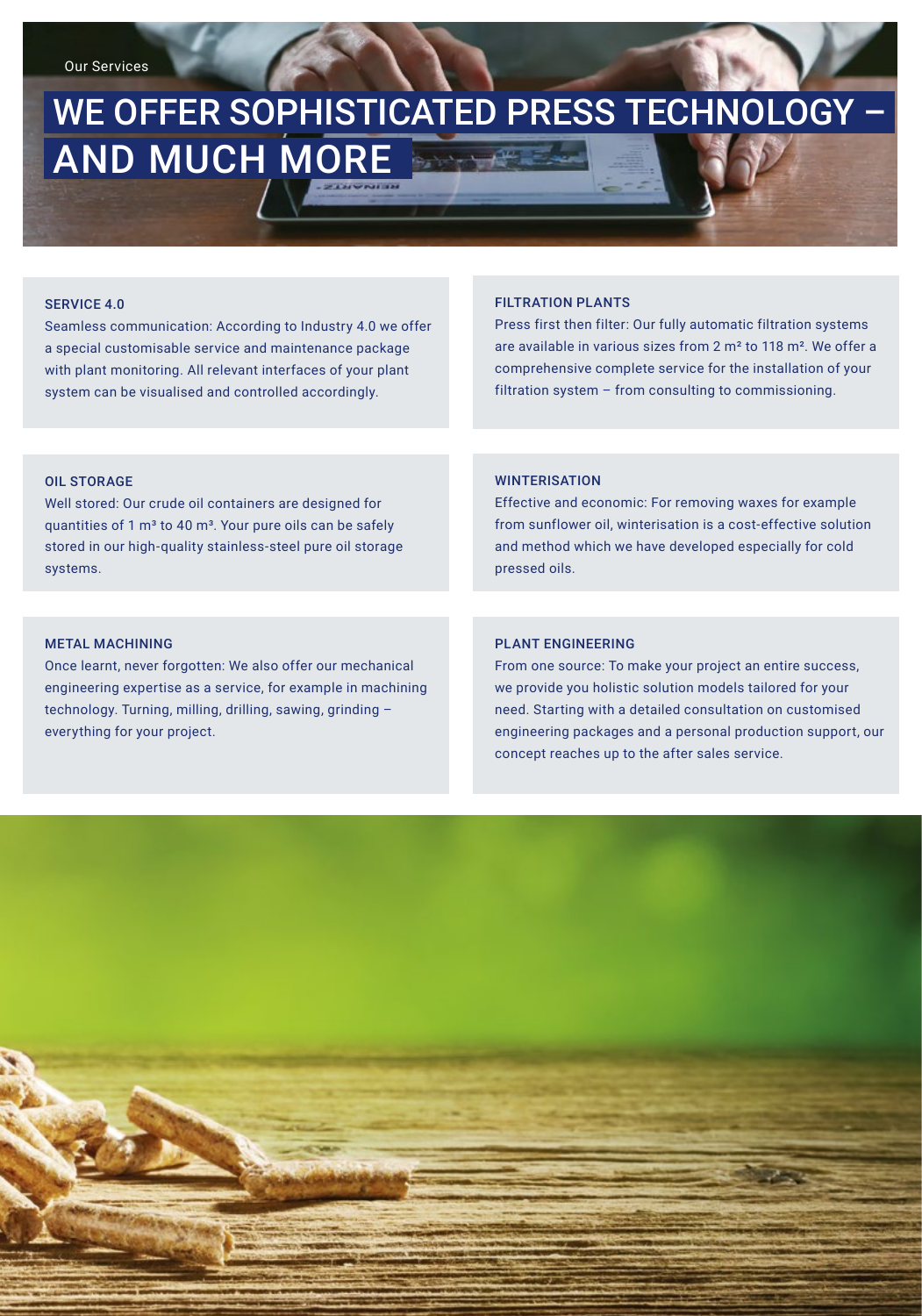Our Services

# WE OFFER SOPHISTICATED PRESS TECHNOLOGY – AND MUCH MORE

### SERVICE 4.0

Seamless communication: According to Industry 4.0 we offer a special customisable service and maintenance package with plant monitoring. All relevant interfaces of your plant system can be visualised and controlled accordingly.

### FILTRATION PLANTS

Press first then filter: Our fully automatic filtration systems are available in various sizes from 2 m² to 118 m². We offer a comprehensive complete service for the installation of your filtration system – from consulting to commissioning.

### OIL STORAGE

Well stored: Our crude oil containers are designed for quantities of 1 m³ to 40 m³. Your pure oils can be safely stored in our high-quality stainless-steel pure oil storage systems.

### WINTERISATION

Effective and economic: For removing waxes for example from sunflower oil, winterisation is a cost-effective solution and method which we have developed especially for cold pressed oils.

### METAL MACHINING

Once learnt, never forgotten: We also offer our mechanical engineering expertise as a service, for example in machining technology. Turning, milling, drilling, sawing, grinding – everything for your project.

### PLANT ENGINEERING

From one source: To make your project an entire success, we provide you holistic solution models tailored for your need. Starting with a detailed consultation on customised engineering packages and a personal production support, our concept reaches up to the after sales service.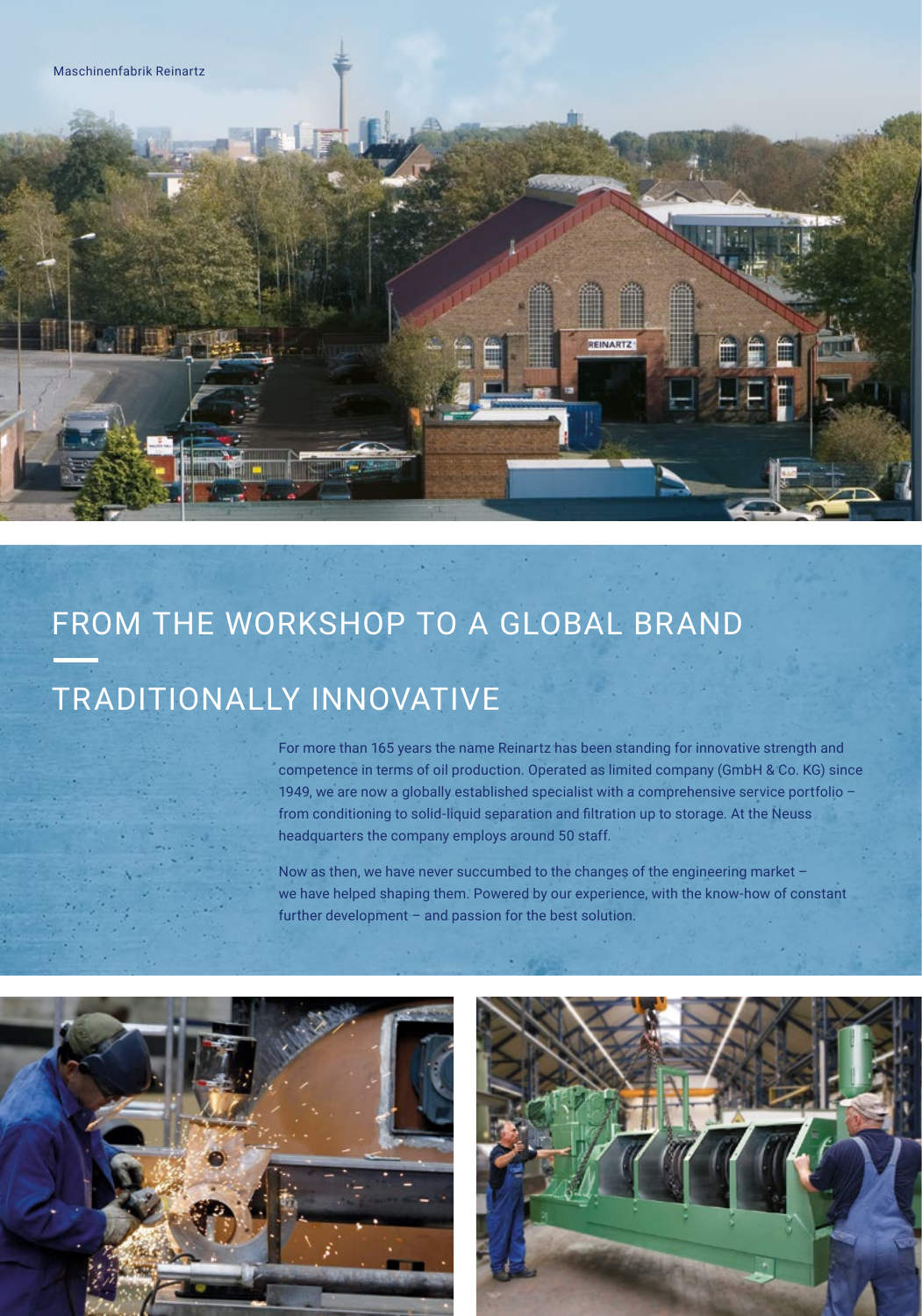# FROM THE WORKSHOP TO A GLOBAL BRAND

## TRADITIONALLY INNOVATIVE

For more than 165 years the name Reinartz has been standing for innovative strength and competence in terms of oil production. Operated as limited company (GmbH & Co. KG) since 1949, we are now a globally established specialist with a comprehensive service portfolio – from conditioning to solid-liquid separation and filtration up to storage. At the Neuss headquarters the company employs around 50 staff.

Now as then, we have never succumbed to the changes of the engineering market – we have helped shaping them. Powered by our experience, with the know-how of constant further development – and passion for the best solution.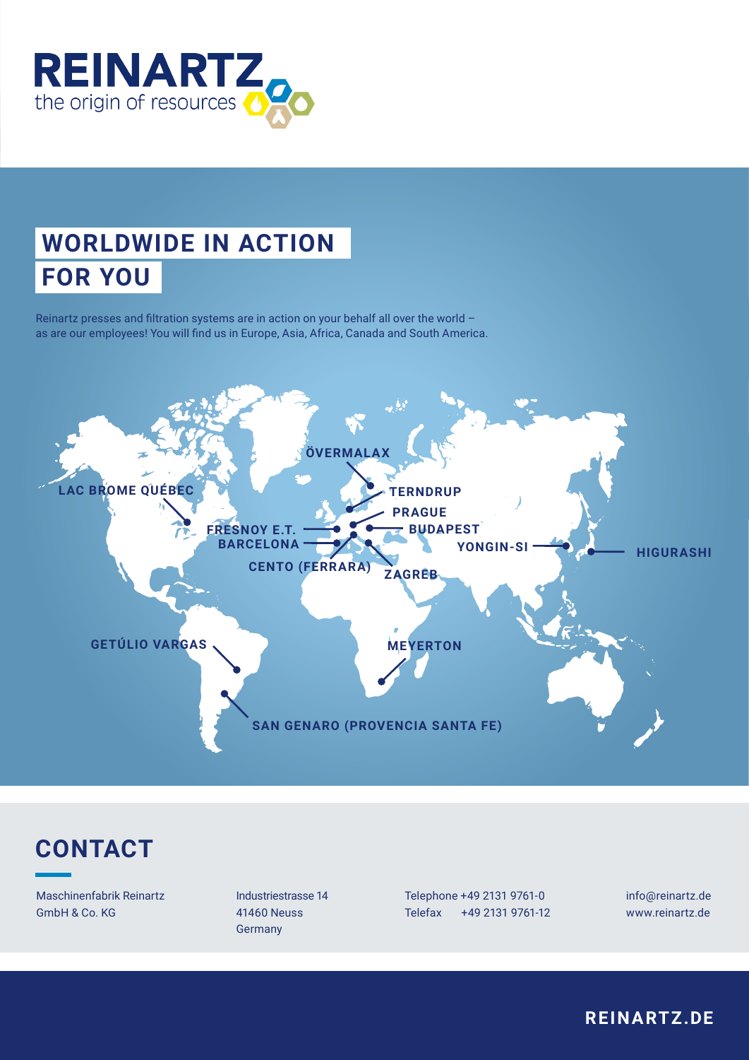REINARTZ
the origin of resources

# WORLDWIDE IN ACTION FOR YOU

Reinartz presses and filtration systems are in action on your behalf all over the world – as are our employees! You will find us in Europe, Asia, Africa, Canada and South America.

ÖVERMALAX
LAC BROME QUÉBEC
TERNDRUP
PRAGUE
FRESNOY E.T.
BUDAPEST
BARCELONA
YONGIN-SI
HIGURASHI
CENTO (FERRARA)
ZAGREB
GETÚLIO VARGAS
MEYERTON
SAN GENARO (PROVENCIA SANTA FE)

## CONTACT

Maschinenfabrik Reinartz
GmbH & Co. KG

Industriestrasse 14
41460 Neuss
Germany

Telephone +49 2131 9761-0
Telefax +49 2131 9761-12

info@reinartz.de
www.reinartz.de

REINARTZ.DE